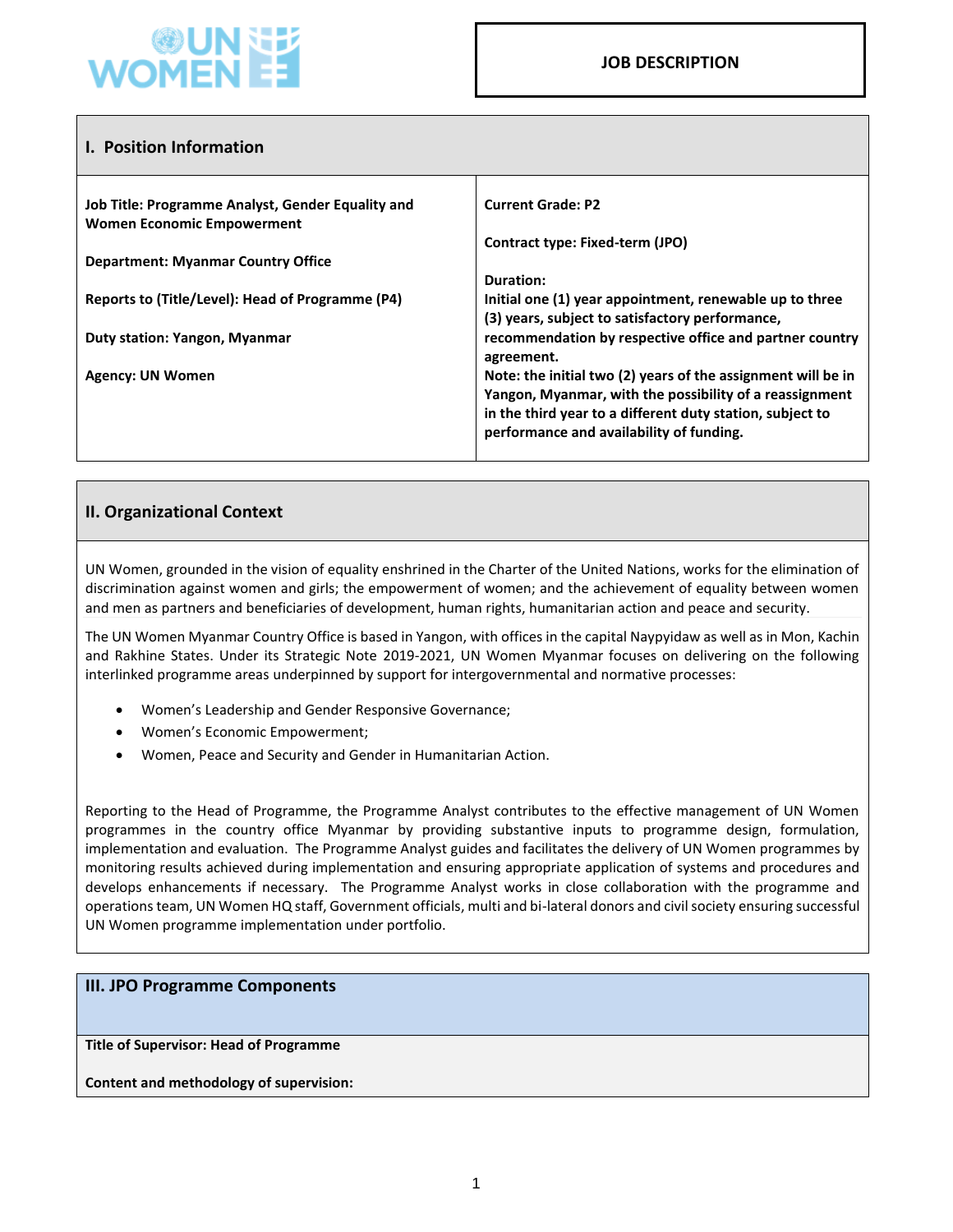**UN WOMEN**

**JOB DESCRIPTION**

## I. Position Information

| | |
|---|---|
| **Job Title: Programme Analyst, Gender Equality and Women Economic Empowerment**<br><br>**Department: Myanmar Country Office**<br><br>**Reports to (Title/Level): Head of Programme (P4)**<br><br>**Duty station: Yangon, Myanmar**<br><br>**Agency: UN Women** | **Current Grade: P2**<br><br>**Contract type: Fixed-term (JPO)**<br><br>**Duration:**<br>**Initial one (1) year appointment, renewable up to three (3) years, subject to satisfactory performance, recommendation by respective office and partner country agreement.**<br>**Note: the initial two (2) years of the assignment will be in Yangon, Myanmar, with the possibility of a reassignment in the third year to a different duty station, subject to performance and availability of funding.** |

## II. Organizational Context

UN Women, grounded in the vision of equality enshrined in the Charter of the United Nations, works for the elimination of discrimination against women and girls; the empowerment of women; and the achievement of equality between women and men as partners and beneficiaries of development, human rights, humanitarian action and peace and security.

The UN Women Myanmar Country Office is based in Yangon, with offices in the capital Naypyidaw as well as in Mon, Kachin and Rakhine States. Under its Strategic Note 2019-2021, UN Women Myanmar focuses on delivering on the following interlinked programme areas underpinned by support for intergovernmental and normative processes:

- Women's Leadership and Gender Responsive Governance;
- Women's Economic Empowerment;
- Women, Peace and Security and Gender in Humanitarian Action.

Reporting to the Head of Programme, the Programme Analyst contributes to the effective management of UN Women programmes in the country office Myanmar by providing substantive inputs to programme design, formulation, implementation and evaluation. The Programme Analyst guides and facilitates the delivery of UN Women programmes by monitoring results achieved during implementation and ensuring appropriate application of systems and procedures and develops enhancements if necessary. The Programme Analyst works in close collaboration with the programme and operations team, UN Women HQ staff, Government officials, multi and bi-lateral donors and civil society ensuring successful UN Women programme implementation under portfolio.

## III. JPO Programme Components

**Title of Supervisor: Head of Programme**

**Content and methodology of supervision:**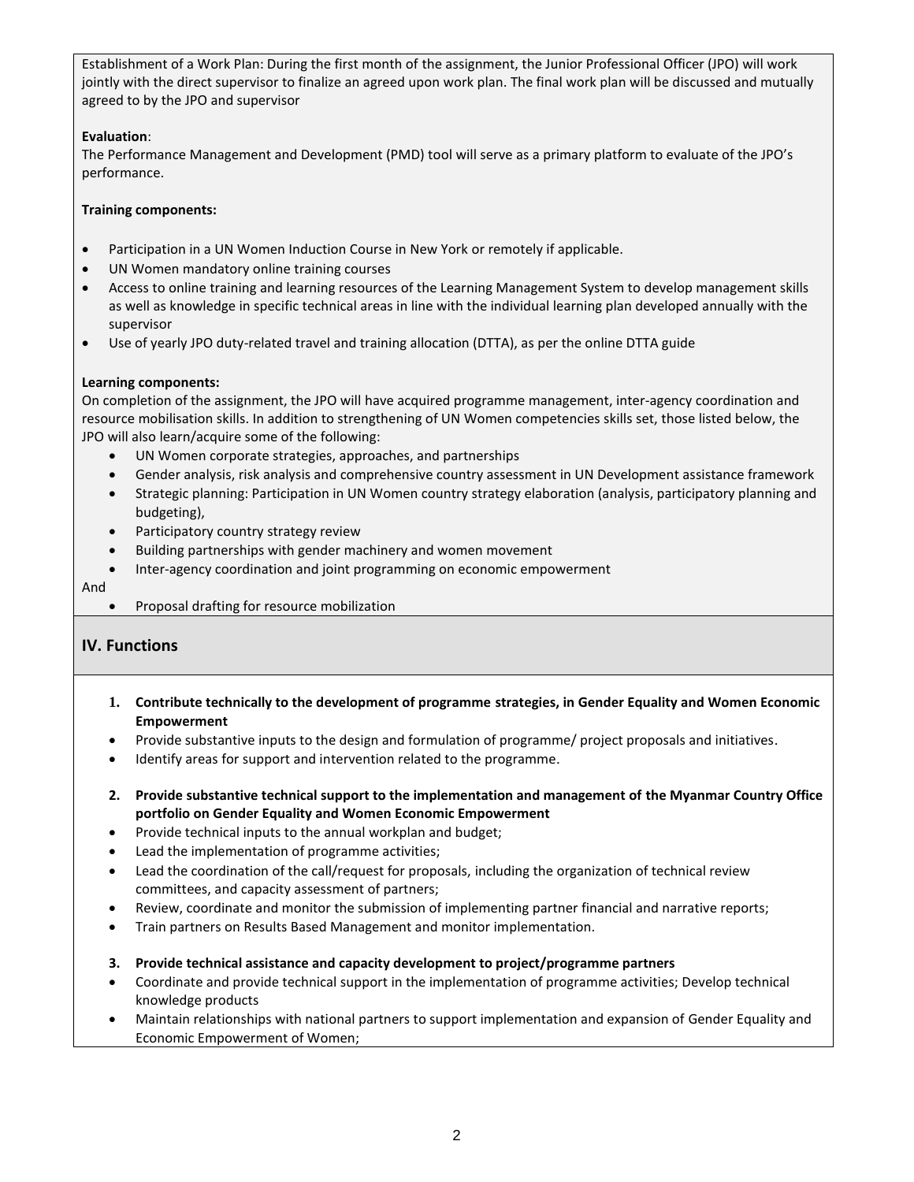Establishment of a Work Plan: During the first month of the assignment, the Junior Professional Officer (JPO) will work jointly with the direct supervisor to finalize an agreed upon work plan. The final work plan will be discussed and mutually agreed to by the JPO and supervisor

**Evaluation**:
The Performance Management and Development (PMD) tool will serve as a primary platform to evaluate of the JPO's performance.

**Training components:**

- Participation in a UN Women Induction Course in New York or remotely if applicable.
- UN Women mandatory online training courses
- Access to online training and learning resources of the Learning Management System to develop management skills as well as knowledge in specific technical areas in line with the individual learning plan developed annually with the supervisor
- Use of yearly JPO duty-related travel and training allocation (DTTA), as per the online DTTA guide

**Learning components:**
On completion of the assignment, the JPO will have acquired programme management, inter-agency coordination and resource mobilisation skills. In addition to strengthening of UN Women competencies skills set, those listed below, the JPO will also learn/acquire some of the following:

- UN Women corporate strategies, approaches, and partnerships
- Gender analysis, risk analysis and comprehensive country assessment in UN Development assistance framework
- Strategic planning: Participation in UN Women country strategy elaboration (analysis, participatory planning and budgeting),
- Participatory country strategy review
- Building partnerships with gender machinery and women movement
- Inter-agency coordination and joint programming on economic empowerment

And

- Proposal drafting for resource mobilization

## IV. Functions

1. **Contribute technically to the development of programme strategies, in Gender Equality and Women Economic Empowerment**

- Provide substantive inputs to the design and formulation of programme/ project proposals and initiatives.
- Identify areas for support and intervention related to the programme.

2. **Provide substantive technical support to the implementation and management of the Myanmar Country Office portfolio on Gender Equality and Women Economic Empowerment**

- Provide technical inputs to the annual workplan and budget;
- Lead the implementation of programme activities;
- Lead the coordination of the call/request for proposals, including the organization of technical review committees, and capacity assessment of partners;
- Review, coordinate and monitor the submission of implementing partner financial and narrative reports;
- Train partners on Results Based Management and monitor implementation.

3. **Provide technical assistance and capacity development to project/programme partners**

- Coordinate and provide technical support in the implementation of programme activities; Develop technical knowledge products
- Maintain relationships with national partners to support implementation and expansion of Gender Equality and Economic Empowerment of Women;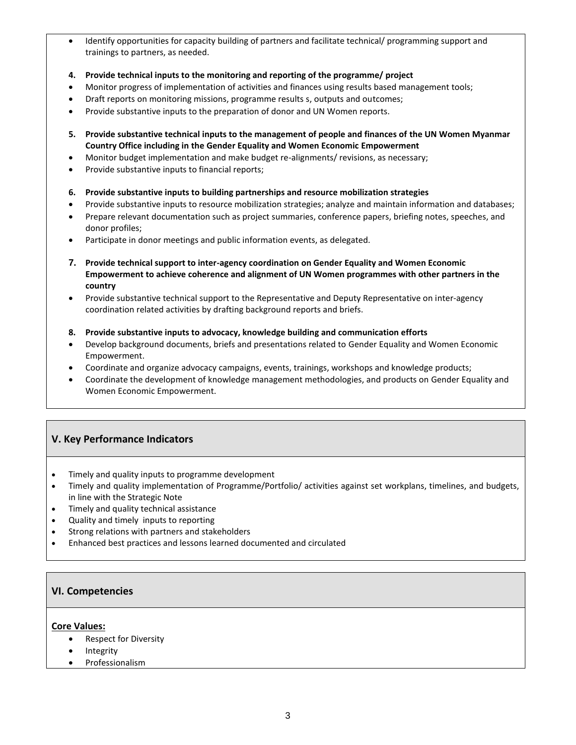- Identify opportunities for capacity building of partners and facilitate technical/ programming support and trainings to partners, as needed.

**4. Provide technical inputs to the monitoring and reporting of the programme/ project**

- Monitor progress of implementation of activities and finances using results based management tools;
- Draft reports on monitoring missions, programme results s, outputs and outcomes;
- Provide substantive inputs to the preparation of donor and UN Women reports.

**5. Provide substantive technical inputs to the management of people and finances of the UN Women Myanmar Country Office including in the Gender Equality and Women Economic Empowerment**

- Monitor budget implementation and make budget re-alignments/ revisions, as necessary;
- Provide substantive inputs to financial reports;

**6. Provide substantive inputs to building partnerships and resource mobilization strategies**

- Provide substantive inputs to resource mobilization strategies; analyze and maintain information and databases;
- Prepare relevant documentation such as project summaries, conference papers, briefing notes, speeches, and donor profiles;
- Participate in donor meetings and public information events, as delegated.

**7. Provide technical support to inter-agency coordination on Gender Equality and Women Economic Empowerment to achieve coherence and alignment of UN Women programmes with other partners in the country**

- Provide substantive technical support to the Representative and Deputy Representative on inter-agency coordination related activities by drafting background reports and briefs.

**8. Provide substantive inputs to advocacy, knowledge building and communication efforts**

- Develop background documents, briefs and presentations related to Gender Equality and Women Economic Empowerment.
- Coordinate and organize advocacy campaigns, events, trainings, workshops and knowledge products;
- Coordinate the development of knowledge management methodologies, and products on Gender Equality and Women Economic Empowerment.

## V. Key Performance Indicators

- Timely and quality inputs to programme development
- Timely and quality implementation of Programme/Portfolio/ activities against set workplans, timelines, and budgets, in line with the Strategic Note
- Timely and quality technical assistance
- Quality and timely inputs to reporting
- Strong relations with partners and stakeholders
- Enhanced best practices and lessons learned documented and circulated

## VI. Competencies

**Core Values:**

- Respect for Diversity
- Integrity
- Professionalism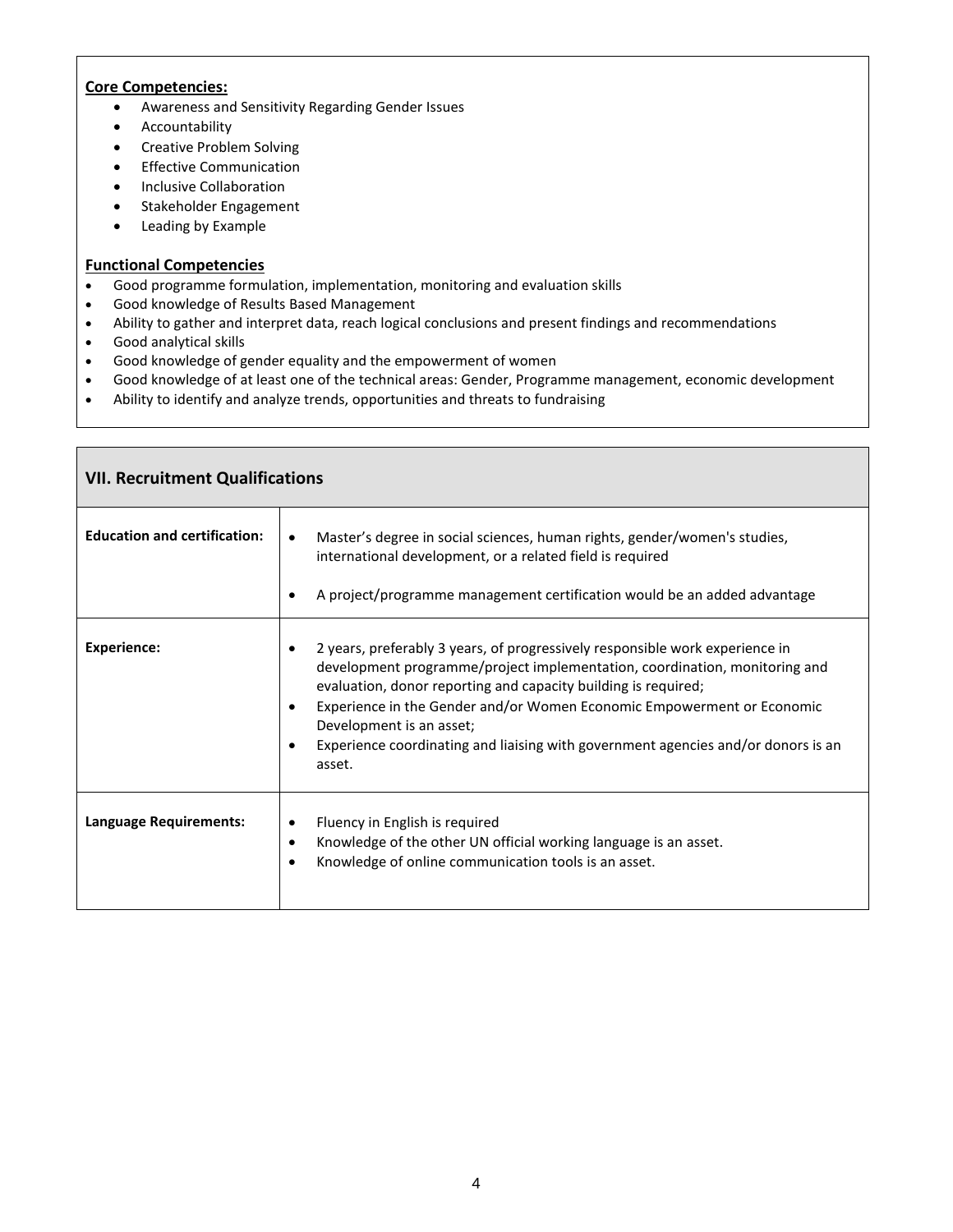**Core Competencies:**

- Awareness and Sensitivity Regarding Gender Issues
- Accountability
- Creative Problem Solving
- Effective Communication
- Inclusive Collaboration
- Stakeholder Engagement
- Leading by Example

**Functional Competencies**

- Good programme formulation, implementation, monitoring and evaluation skills
- Good knowledge of Results Based Management
- Ability to gather and interpret data, reach logical conclusions and present findings and recommendations
- Good analytical skills
- Good knowledge of gender equality and the empowerment of women
- Good knowledge of at least one of the technical areas: Gender, Programme management, economic development
- Ability to identify and analyze trends, opportunities and threats to fundraising

## VII. Recruitment Qualifications

| | |
|---|---|
| **Education and certification:** | • Master's degree in social sciences, human rights, gender/women's studies, international development, or a related field is required<br>• A project/programme management certification would be an added advantage |
| **Experience:** | • 2 years, preferably 3 years, of progressively responsible work experience in development programme/project implementation, coordination, monitoring and evaluation, donor reporting and capacity building is required;<br>• Experience in the Gender and/or Women Economic Empowerment or Economic Development is an asset;<br>• Experience coordinating and liaising with government agencies and/or donors is an asset. |
| **Language Requirements:** | • Fluency in English is required<br>• Knowledge of the other UN official working language is an asset.<br>• Knowledge of online communication tools is an asset. |